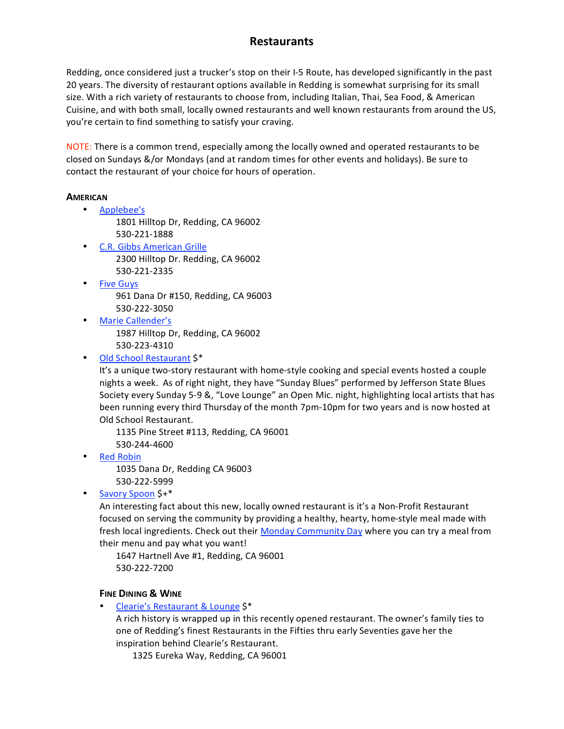# Restaurants

Redding, once considered just a trucker's stop on their I-5 Route, has developed significantly in the past 20 years. The diversity of restaurant options available in Redding is somewhat surprising for its small size. With a rich variety of restaurants to choose from, including Italian, Thai, Sea Food, & American Cuisine, and with both small, locally owned restaurants and well known restaurants from around the US, you're certain to find something to satisfy your craving.

NOTE: There is a common trend, especially among the locally owned and operated restaurants to be closed on Sundays &/or Mondays (and at random times for other events and holidays). Be sure to contact the restaurant of your choice for hours of operation.

## American

- Applebee's
  1801 Hilltop Dr, Redding, CA 96002
  530-221-1888
- C.R. Gibbs American Grille
  2300 Hilltop Dr. Redding, CA 96002
  530-221-2335
- Five Guys
  961 Dana Dr #150, Redding, CA 96003
  530-222-3050
- Marie Callender's
  1987 Hilltop Dr, Redding, CA 96002
  530-223-4310
- Old School Restaurant $*
  It's a unique two-story restaurant with home-style cooking and special events hosted a couple nights a week. As of right night, they have "Sunday Blues" performed by Jefferson State Blues Society every Sunday 5-9 &, "Love Lounge" an Open Mic. night, highlighting local artists that has been running every third Thursday of the month 7pm-10pm for two years and is now hosted at Old School Restaurant.
  1135 Pine Street #113, Redding, CA 96001
  530-244-4600
- Red Robin
  1035 Dana Dr, Redding CA 96003
  530-222-5999
- Savory Spoon $+*
  An interesting fact about this new, locally owned restaurant is it's a Non-Profit Restaurant focused on serving the community by providing a healthy, hearty, home-style meal made with fresh local ingredients. Check out their Monday Community Day where you can try a meal from their menu and pay what you want!
  1647 Hartnell Ave #1, Redding, CA 96001
  530-222-7200

### Fine Dining & Wine

- Clearie's Restaurant & Lounge $*
  A rich history is wrapped up in this recently opened restaurant. The owner's family ties to one of Redding's finest Restaurants in the Fifties thru early Seventies gave her the inspiration behind Clearie's Restaurant.
  1325 Eureka Way, Redding, CA 96001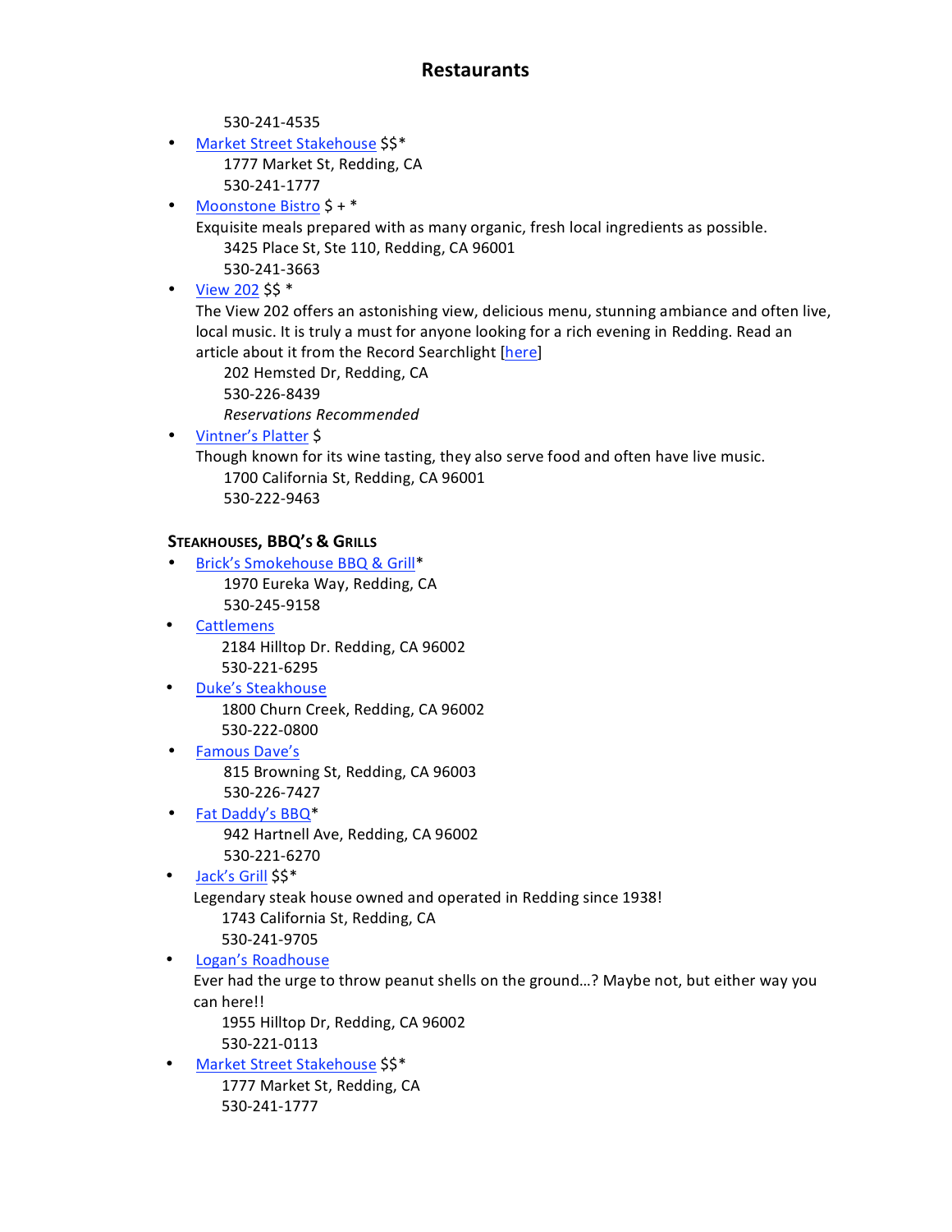# Restaurants

530-241-4535

- [Market Street Stakehouse] $$*
  1777 Market St, Redding, CA
  530-241-1777
- [Moonstone Bistro] $ + *
  Exquisite meals prepared with as many organic, fresh local ingredients as possible.
  3425 Place St, Ste 110, Redding, CA 96001
  530-241-3663
- [View 202] $$ *
  The View 202 offers an astonishing view, delicious menu, stunning ambiance and often live, local music. It is truly a must for anyone looking for a rich evening in Redding. Read an article about it from the Record Searchlight [here]
  202 Hemsted Dr, Redding, CA
  530-226-8439
  *Reservations Recommended*
- [Vintner's Platter] $
  Though known for its wine tasting, they also serve food and often have live music.
  1700 California St, Redding, CA 96001
  530-222-9463

### Steakhouses, BBQ's & Grills

- [Brick's Smokehouse BBQ & Grill]*
  1970 Eureka Way, Redding, CA
  530-245-9158
- [Cattlemens]
  2184 Hilltop Dr. Redding, CA 96002
  530-221-6295
- [Duke's Steakhouse]
  1800 Churn Creek, Redding, CA 96002
  530-222-0800
- [Famous Dave's]
  815 Browning St, Redding, CA 96003
  530-226-7427
- [Fat Daddy's BBQ]*
  942 Hartnell Ave, Redding, CA 96002
  530-221-6270
- [Jack's Grill] $$*
  Legendary steak house owned and operated in Redding since 1938!
  1743 California St, Redding, CA
  530-241-9705
- [Logan's Roadhouse]
  Ever had the urge to throw peanut shells on the ground…? Maybe not, but either way you can here!!
  1955 Hilltop Dr, Redding, CA 96002
  530-221-0113
- [Market Street Stakehouse] $$*
  1777 Market St, Redding, CA
  530-241-1777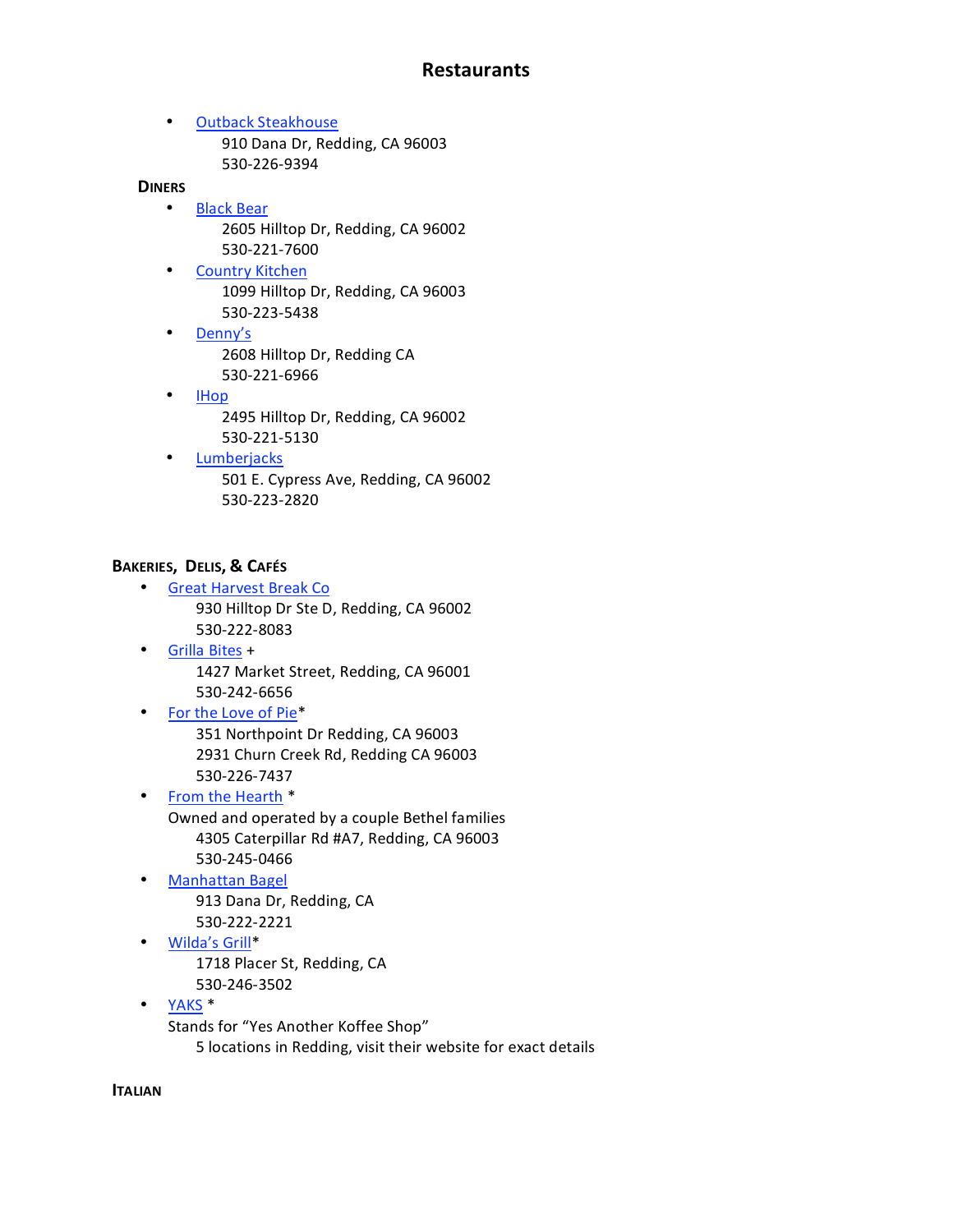# Restaurants

- Outback Steakhouse
  910 Dana Dr, Redding, CA 96003
  530-226-9394

**Diners**

- Black Bear
  2605 Hilltop Dr, Redding, CA 96002
  530-221-7600
- Country Kitchen
  1099 Hilltop Dr, Redding, CA 96003
  530-223-5438
- Denny's
  2608 Hilltop Dr, Redding CA
  530-221-6966
- IHop
  2495 Hilltop Dr, Redding, CA 96002
  530-221-5130
- Lumberjacks
  501 E. Cypress Ave, Redding, CA 96002
  530-223-2820

**Bakeries, Delis, & Cafés**

- Great Harvest Break Co
  930 Hilltop Dr Ste D, Redding, CA 96002
  530-222-8083
- Grilla Bites +
  1427 Market Street, Redding, CA 96001
  530-242-6656
- For the Love of Pie*
  351 Northpoint Dr Redding, CA 96003
  2931 Churn Creek Rd, Redding CA 96003
  530-226-7437
- From the Hearth *
  Owned and operated by a couple Bethel families
  4305 Caterpillar Rd #A7, Redding, CA 96003
  530-245-0466
- Manhattan Bagel
  913 Dana Dr, Redding, CA
  530-222-2221
- Wilda's Grill*
  1718 Placer St, Redding, CA
  530-246-3502
- YAKS *
  Stands for "Yes Another Koffee Shop"
  5 locations in Redding, visit their website for exact details

**Italian**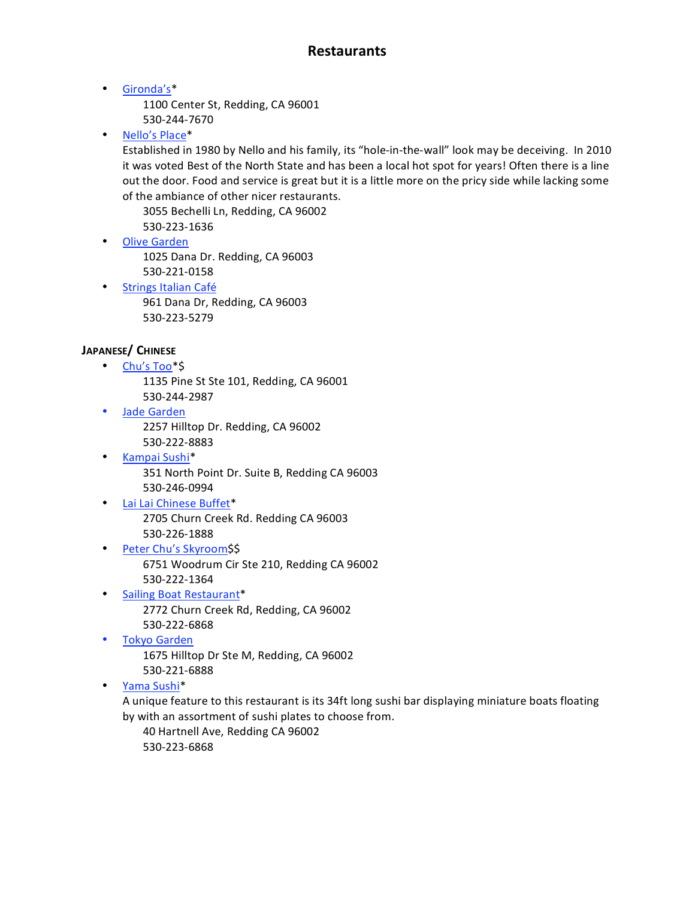## Restaurants

- [Gironda's]*
  1100 Center St, Redding, CA 96001
  530-244-7670
- [Nello's Place]*
  Established in 1980 by Nello and his family, its "hole-in-the-wall" look may be deceiving. In 2010 it was voted Best of the North State and has been a local hot spot for years! Often there is a line out the door. Food and service is great but it is a little more on the pricy side while lacking some of the ambiance of other nicer restaurants.
  3055 Bechelli Ln, Redding, CA 96002
  530-223-1636
- [Olive Garden]
  1025 Dana Dr. Redding, CA 96003
  530-221-0158
- [Strings Italian Café]
  961 Dana Dr, Redding, CA 96003
  530-223-5279

### JAPANESE/ CHINESE

- [Chu's Too]*$
  1135 Pine St Ste 101, Redding, CA 96001
  530-244-2987
- [Jade Garden]
  2257 Hilltop Dr. Redding, CA 96002
  530-222-8883
- [Kampai Sushi]*
  351 North Point Dr. Suite B, Redding CA 96003
  530-246-0994
- [Lai Lai Chinese Buffet]*
  2705 Churn Creek Rd. Redding CA 96003
  530-226-1888
- [Peter Chu's Skyroom]$$
  6751 Woodrum Cir Ste 210, Redding CA 96002
  530-222-1364
- [Sailing Boat Restaurant]*
  2772 Churn Creek Rd, Redding, CA 96002
  530-222-6868
- [Tokyo Garden]
  1675 Hilltop Dr Ste M, Redding, CA 96002
  530-221-6888
- [Yama Sushi]*
  A unique feature to this restaurant is its 34ft long sushi bar displaying miniature boats floating by with an assortment of sushi plates to choose from.
  40 Hartnell Ave, Redding CA 96002
  530-223-6868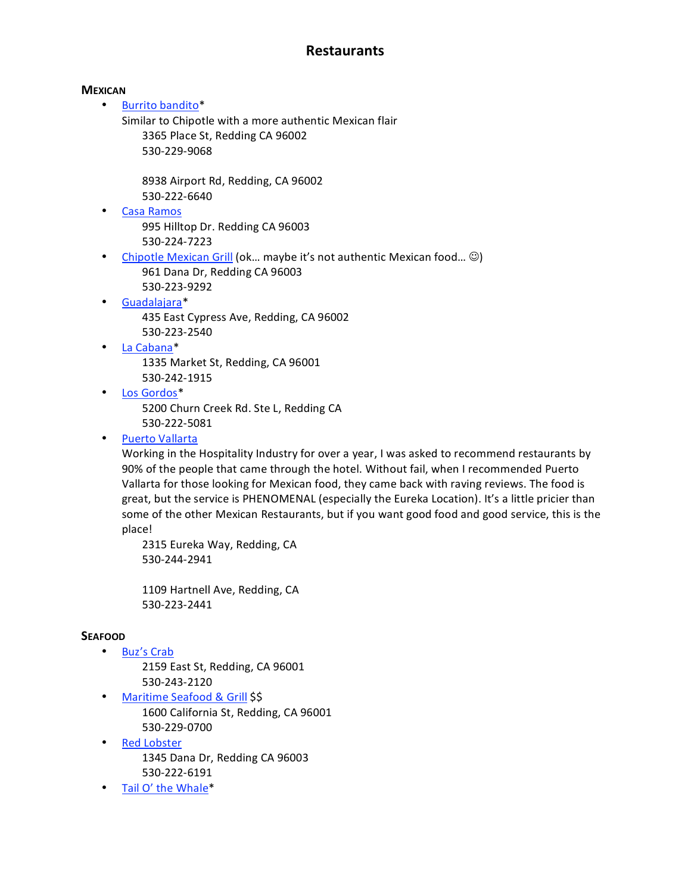# Restaurants

## Mexican

- Burrito bandito*
  Similar to Chipotle with a more authentic Mexican flair
  3365 Place St, Redding CA 96002
  530-229-9068

  8938 Airport Rd, Redding, CA 96002
  530-222-6640
- Casa Ramos
  995 Hilltop Dr. Redding CA 96003
  530-224-7223
- Chipotle Mexican Grill (ok… maybe it's not authentic Mexican food… ☺)
  961 Dana Dr, Redding CA 96003
  530-223-9292
- Guadalajara*
  435 East Cypress Ave, Redding, CA 96002
  530-223-2540
- La Cabana*
  1335 Market St, Redding, CA 96001
  530-242-1915
- Los Gordos*
  5200 Churn Creek Rd. Ste L, Redding CA
  530-222-5081
- Puerto Vallarta
  Working in the Hospitality Industry for over a year, I was asked to recommend restaurants by 90% of the people that came through the hotel. Without fail, when I recommended Puerto Vallarta for those looking for Mexican food, they came back with raving reviews. The food is great, but the service is PHENOMENAL (especially the Eureka Location). It's a little pricier than some of the other Mexican Restaurants, but if you want good food and good service, this is the place!
  2315 Eureka Way, Redding, CA
  530-244-2941

  1109 Hartnell Ave, Redding, CA
  530-223-2441

## Seafood

- Buz's Crab
  2159 East St, Redding, CA 96001
  530-243-2120
- Maritime Seafood & Grill $$
  1600 California St, Redding, CA 96001
  530-229-0700
- Red Lobster
  1345 Dana Dr, Redding CA 96003
  530-222-6191
- Tail O' the Whale*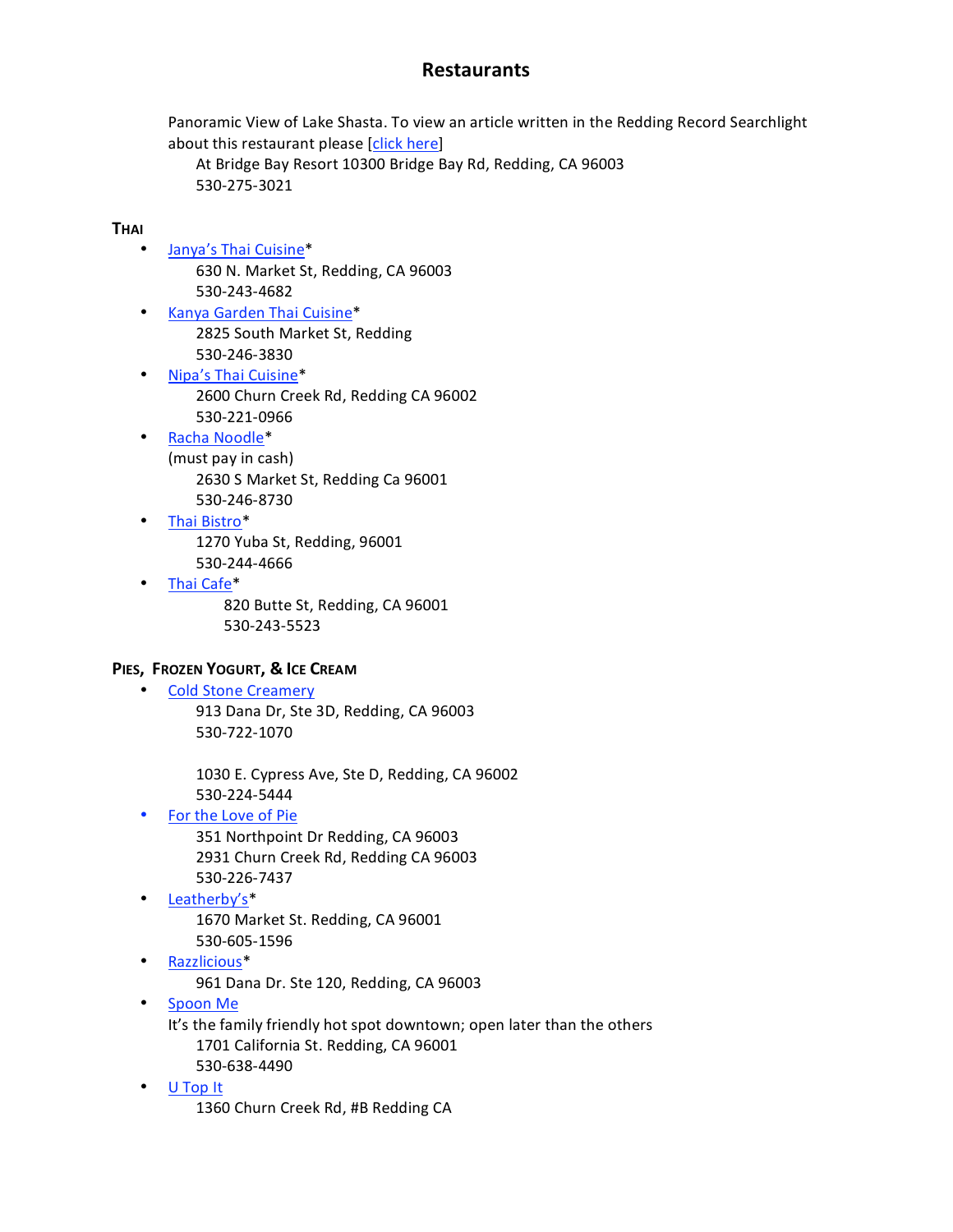# Restaurants

Panoramic View of Lake Shasta. To view an article written in the Redding Record Searchlight about this restaurant please [click here]
  At Bridge Bay Resort 10300 Bridge Bay Rd, Redding, CA 96003
  530-275-3021

### Thai

- Janya's Thai Cuisine*
  630 N. Market St, Redding, CA 96003
  530-243-4682
- Kanya Garden Thai Cuisine*
  2825 South Market St, Redding
  530-246-3830
- Nipa's Thai Cuisine*
  2600 Churn Creek Rd, Redding CA 96002
  530-221-0966
- Racha Noodle*
  (must pay in cash)
  2630 S Market St, Redding Ca 96001
  530-246-8730
- Thai Bistro*
  1270 Yuba St, Redding, 96001
  530-244-4666
- Thai Cafe*
  820 Butte St, Redding, CA 96001
  530-243-5523

### Pies, Frozen Yogurt, & Ice Cream

- Cold Stone Creamery
  913 Dana Dr, Ste 3D, Redding, CA 96003
  530-722-1070

  1030 E. Cypress Ave, Ste D, Redding, CA 96002
  530-224-5444
- For the Love of Pie
  351 Northpoint Dr Redding, CA 96003
  2931 Churn Creek Rd, Redding CA 96003
  530-226-7437
- Leatherby's*
  1670 Market St. Redding, CA 96001
  530-605-1596
- Razzlicious*
  961 Dana Dr. Ste 120, Redding, CA 96003
- Spoon Me
  It's the family friendly hot spot downtown; open later than the others
  1701 California St. Redding, CA 96001
  530-638-4490
- U Top It
  1360 Churn Creek Rd, #B Redding CA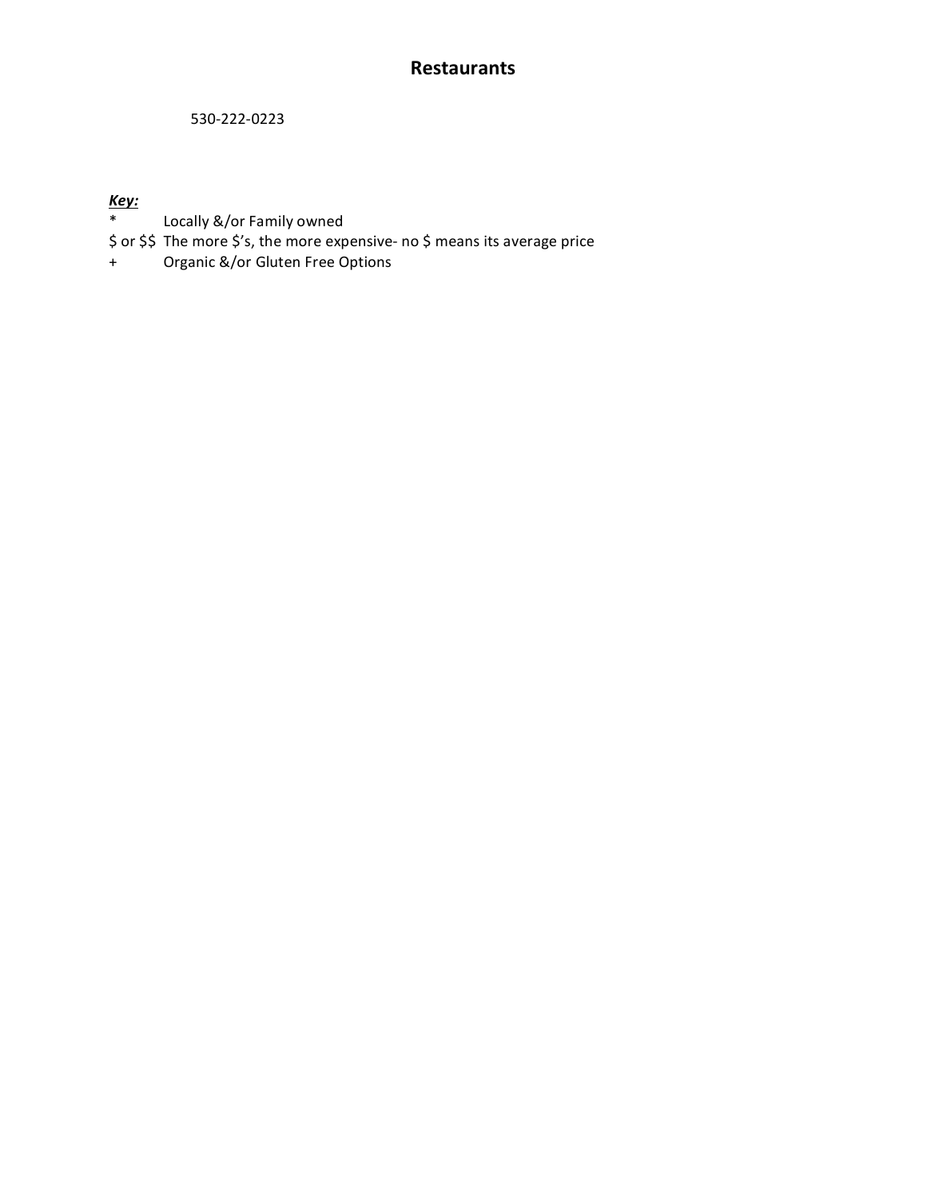# Restaurants

530-222-0223

***Key:***

*	Locally &/or Family owned
$ or $$	The more $'s, the more expensive- no $ means its average price
+	Organic &/or Gluten Free Options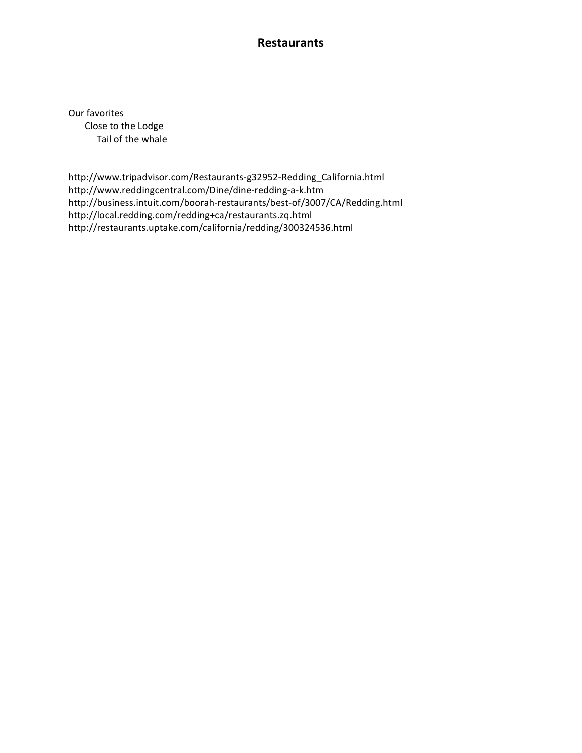## Restaurants

- Our favorites
  - Close to the Lodge
    - Tail of the whale

http://www.tripadvisor.com/Restaurants-g32952-Redding_California.html
http://www.reddingcentral.com/Dine/dine-redding-a-k.htm
http://business.intuit.com/boorah-restaurants/best-of/3007/CA/Redding.html
http://local.redding.com/redding+ca/restaurants.zq.html
http://restaurants.uptake.com/california/redding/300324536.html